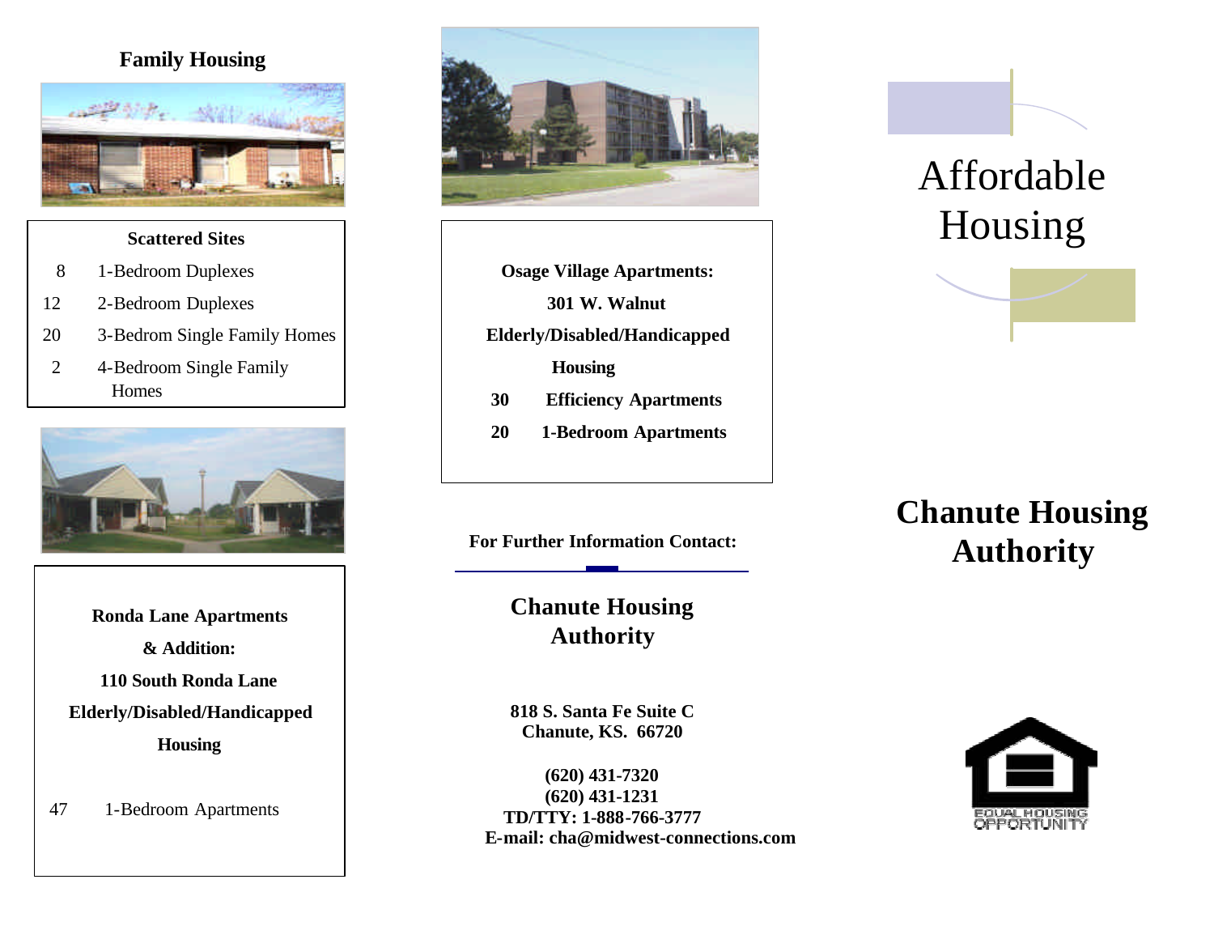## Family Housing

### Scattered Sites

| | |
|---|---|
| 8 | 1-Bedroom Duplexes |
| 12 | 2-Bedroom Duplexes |
| 20 | 3-Bedrom Single Family Homes |
| 2 | 4-Bedroom Single Family Homes |

**Ronda Lane Apartments & Addition:**

**110 South Ronda Lane**

**Elderly/Disabled/Handicapped Housing**

| | |
|---|---|
| 47 | 1-Bedroom Apartments |

**Osage Village Apartments:**

**301 W. Walnut**

**Elderly/Disabled/Handicapped Housing**

| | |
|---|---|
| **30** | **Efficiency Apartments** |
| **20** | **1-Bedroom Apartments** |

**For Further Information Contact:**

**Chanute Housing Authority**

**818 S. Santa Fe Suite C**
**Chanute, KS. 66720**

**(620) 431-7320**
**(620) 431-1231**
**TD/TTY: 1-888-766-3777**
**E-mail: cha@midwest-connections.com**

# Affordable Housing

# Chanute Housing Authority

EQUAL HOUSING OPPORTUNITY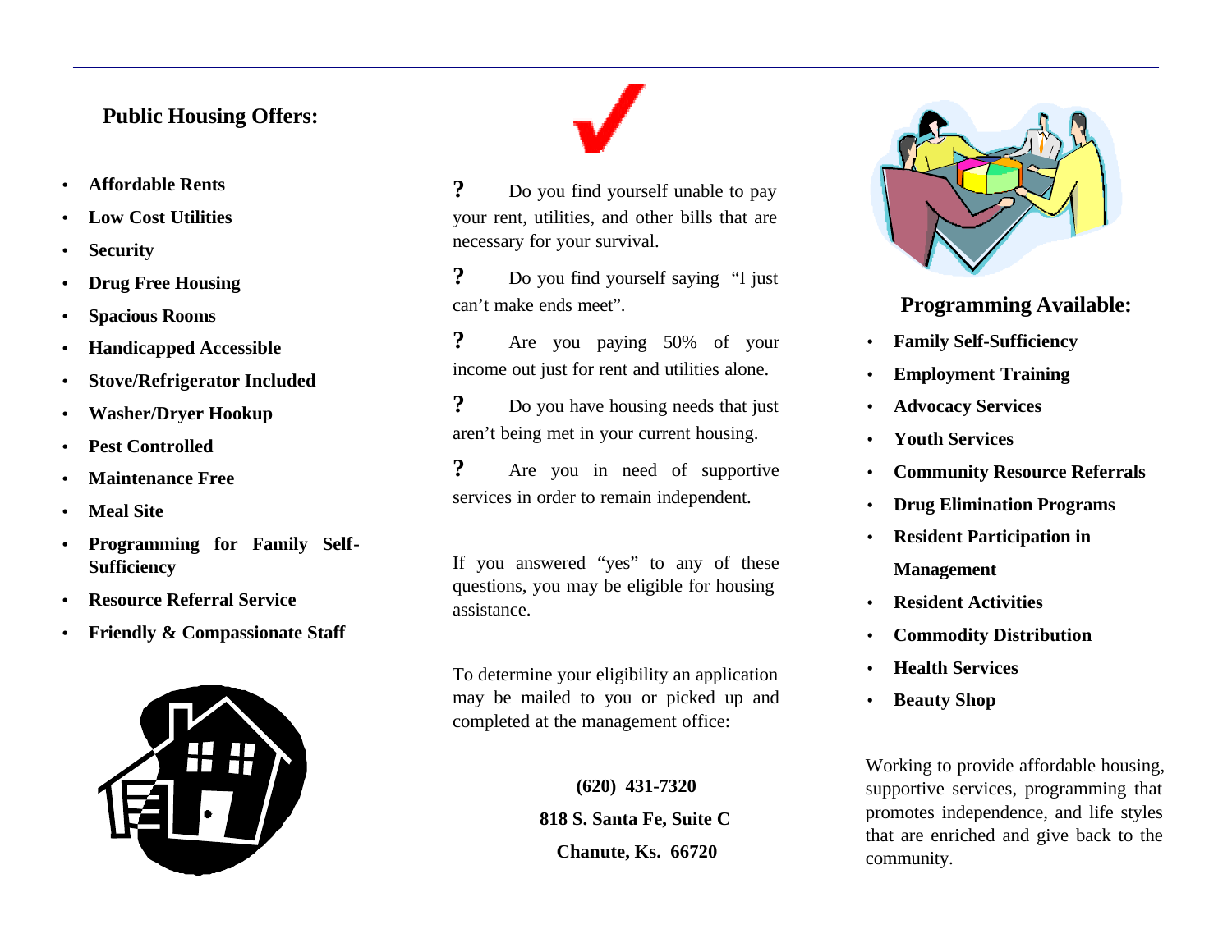## Public Housing Offers:

- **Affordable Rents**
- **Low Cost Utilities**
- **Security**
- **Drug Free Housing**
- **Spacious Rooms**
- **Handicapped Accessible**
- **Stove/Refrigerator Included**
- **Washer/Dryer Hookup**
- **Pest Controlled**
- **Maintenance Free**
- **Meal Site**
- **Programming for Family Self-Sufficiency**
- **Resource Referral Service**
- **Friendly & Compassionate Staff**

**?** Do you find yourself unable to pay your rent, utilities, and other bills that are necessary for your survival.

**?** Do you find yourself saying "I just can't make ends meet".

**?** Are you paying 50% of your income out just for rent and utilities alone.

**?** Do you have housing needs that just aren't being met in your current housing.

**?** Are you in need of supportive services in order to remain independent.

If you answered "yes" to any of these questions, you may be eligible for housing assistance.

To determine your eligibility an application may be mailed to you or picked up and completed at the management office:

**(620) 431-7320**

**818 S. Santa Fe, Suite C**

**Chanute, Ks. 66720**

## Programming Available:

- **Family Self-Sufficiency**
- **Employment Training**
- **Advocacy Services**
- **Youth Services**
- **Community Resource Referrals**
- **Drug Elimination Programs**
- **Resident Participation in Management**
- **Resident Activities**
- **Commodity Distribution**
- **Health Services**
- **Beauty Shop**

Working to provide affordable housing, supportive services, programming that promotes independence, and life styles that are enriched and give back to the community.